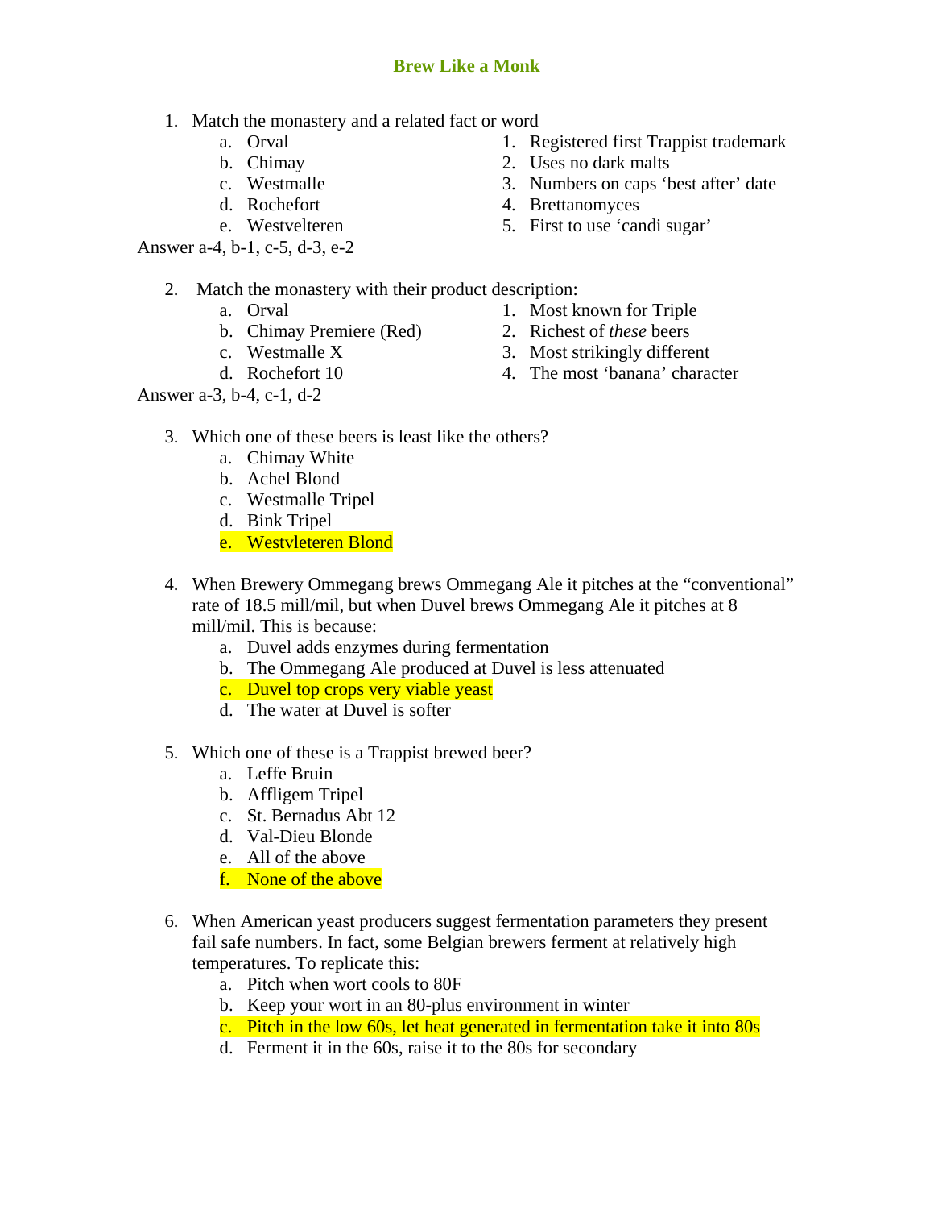# Brew Like a Monk

1. Match the monastery and a related fact or word

| | |
|---|---|
| a. Orval | 1. Registered first Trappist trademark |
| b. Chimay | 2. Uses no dark malts |
| c. Westmalle | 3. Numbers on caps 'best after' date |
| d. Rochefort | 4. Brettanomyces |
| e. Westvelteren | 5. First to use 'candi sugar' |

Answer a-4, b-1, c-5, d-3, e-2

2. Match the monastery with their product description:

| | |
|---|---|
| a. Orval | 1. Most known for Triple |
| b. Chimay Premiere (Red) | 2. Richest of *these* beers |
| c. Westmalle X | 3. Most strikingly different |
| d. Rochefort 10 | 4. The most 'banana' character |

Answer a-3, b-4, c-1, d-2

3. Which one of these beers is least like the others?
   a. Chimay White
   b. Achel Blond
   c. Westmalle Tripel
   d. Bink Tripel
   e. Westvleteren Blond

4. When Brewery Ommegang brews Ommegang Ale it pitches at the "conventional" rate of 18.5 mill/mil, but when Duvel brews Ommegang Ale it pitches at 8 mill/mil. This is because:
   a. Duvel adds enzymes during fermentation
   b. The Ommegang Ale produced at Duvel is less attenuated
   c. Duvel top crops very viable yeast
   d. The water at Duvel is softer

5. Which one of these is a Trappist brewed beer?
   a. Leffe Bruin
   b. Affligem Tripel
   c. St. Bernadus Abt 12
   d. Val-Dieu Blonde
   e. All of the above
   f. None of the above

6. When American yeast producers suggest fermentation parameters they present fail safe numbers. In fact, some Belgian brewers ferment at relatively high temperatures. To replicate this:
   a. Pitch when wort cools to 80F
   b. Keep your wort in an 80-plus environment in winter
   c. Pitch in the low 60s, let heat generated in fermentation take it into 80s
   d. Ferment it in the 60s, raise it to the 80s for secondary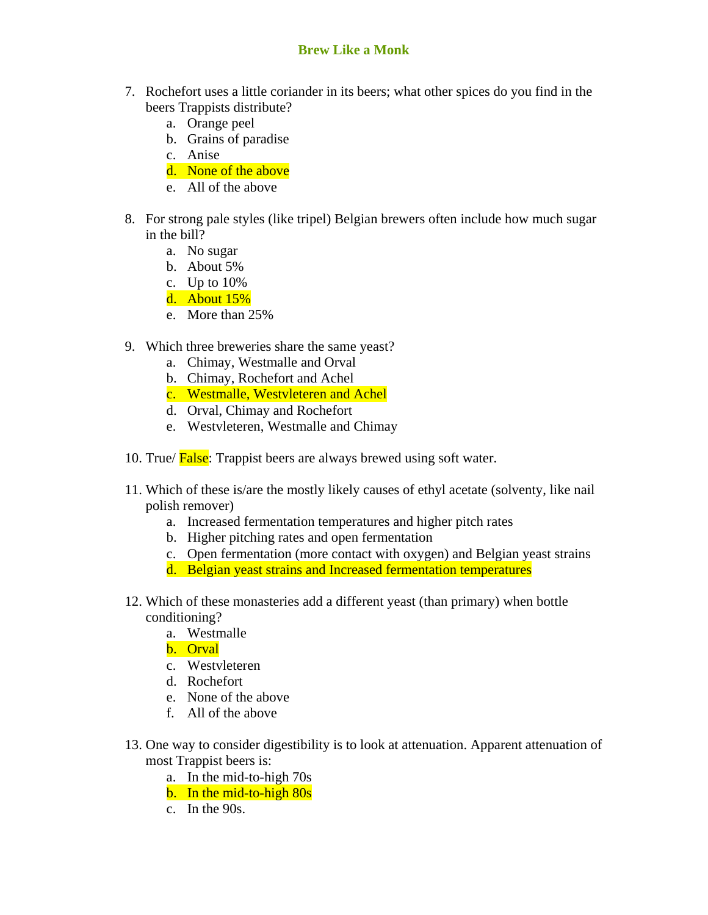7. Rochefort uses a little coriander in its beers; what other spices do you find in the beers Trappists distribute?
    a. Orange peel
    b. Grains of paradise
    c. Anise
    d. **None of the above**
    e. All of the above

8. For strong pale styles (like tripel) Belgian brewers often include how much sugar in the bill?
    a. No sugar
    b. About 5%
    c. Up to 10%
    d. **About 15%**
    e. More than 25%

9. Which three breweries share the same yeast?
    a. Chimay, Westmalle and Orval
    b. Chimay, Rochefort and Achel
    c. **Westmalle, Westvleteren and Achel**
    d. Orval, Chimay and Rochefort
    e. Westvleteren, Westmalle and Chimay

10. True/ **False**: Trappist beers are always brewed using soft water.

11. Which of these is/are the mostly likely causes of ethyl acetate (solventy, like nail polish remover)
    a. Increased fermentation temperatures and higher pitch rates
    b. Higher pitching rates and open fermentation
    c. Open fermentation (more contact with oxygen) and Belgian yeast strains
    d. **Belgian yeast strains and Increased fermentation temperatures**

12. Which of these monasteries add a different yeast (than primary) when bottle conditioning?
    a. Westmalle
    b. **Orval**
    c. Westvleteren
    d. Rochefort
    e. None of the above
    f. All of the above

13. One way to consider digestibility is to look at attenuation. Apparent attenuation of most Trappist beers is:
    a. In the mid-to-high 70s
    b. **In the mid-to-high 80s**
    c. In the 90s.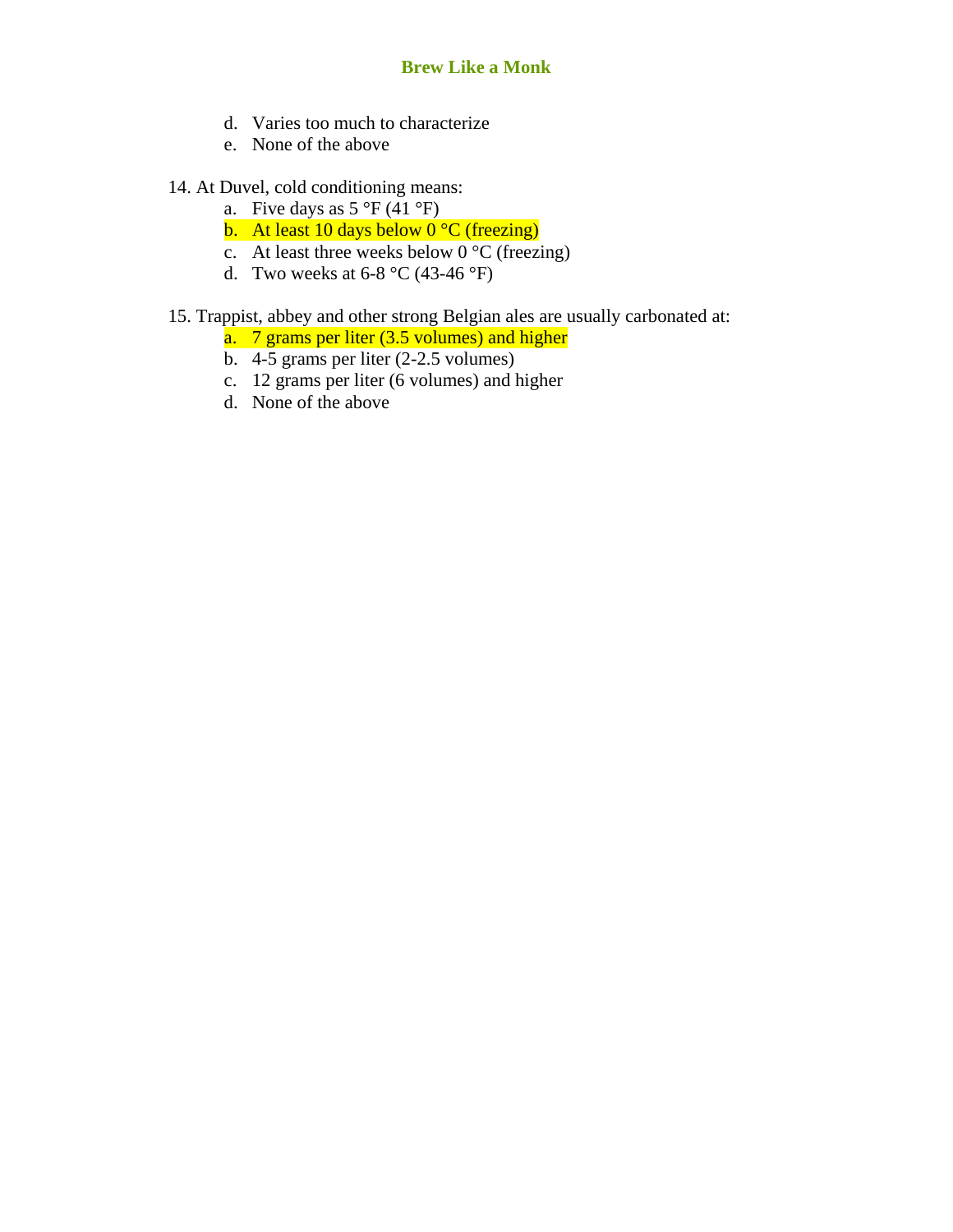d. Varies too much to characterize
   e. None of the above

14. At Duvel, cold conditioning means:
   a. Five days as 5 °F (41 °F)
   b. At least 10 days below 0 °C (freezing)
   c. At least three weeks below 0 °C (freezing)
   d. Two weeks at 6-8 °C (43-46 °F)

15. Trappist, abbey and other strong Belgian ales are usually carbonated at:
   a. 7 grams per liter (3.5 volumes) and higher
   b. 4-5 grams per liter (2-2.5 volumes)
   c. 12 grams per liter (6 volumes) and higher
   d. None of the above